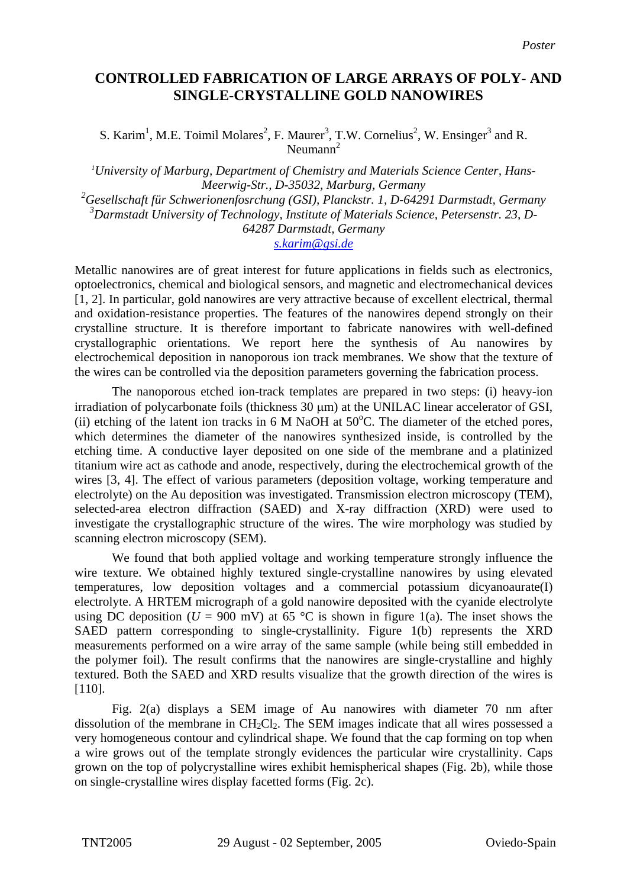*Poster*

# CONTROLLED FABRICATION OF LARGE ARRAYS OF POLY- AND SINGLE-CRYSTALLINE GOLD NANOWIRES

S. Karim[1], M.E. Toimil Molares[2], F. Maurer[3], T.W. Cornelius[2], W. Ensinger[3] and R. Neumann[2]

*[1]University of Marburg, Department of Chemistry and Materials Science Center, Hans-Meerwig-Str., D-35032, Marburg, Germany*
*[2]Gesellschaft für Schwerionenfosrchung (GSI), Planckstr. 1, D-64291 Darmstadt, Germany*
*[3]Darmstadt University of Technology, Institute of Materials Science, Petersenstr. 23, D-64287 Darmstadt, Germany*
*s.karim@gsi.de*

Metallic nanowires are of great interest for future applications in fields such as electronics, optoelectronics, chemical and biological sensors, and magnetic and electromechanical devices [1, 2]. In particular, gold nanowires are very attractive because of excellent electrical, thermal and oxidation-resistance properties. The features of the nanowires depend strongly on their crystalline structure. It is therefore important to fabricate nanowires with well-defined crystallographic orientations. We report here the synthesis of Au nanowires by electrochemical deposition in nanoporous ion track membranes. We show that the texture of the wires can be controlled via the deposition parameters governing the fabrication process.

The nanoporous etched ion-track templates are prepared in two steps: (i) heavy-ion irradiation of polycarbonate foils (thickness 30 μm) at the UNILAC linear accelerator of GSI, (ii) etching of the latent ion tracks in 6 M NaOH at 50$^{o}$C. The diameter of the etched pores, which determines the diameter of the nanowires synthesized inside, is controlled by the etching time. A conductive layer deposited on one side of the membrane and a platinized titanium wire act as cathode and anode, respectively, during the electrochemical growth of the wires [3, 4]. The effect of various parameters (deposition voltage, working temperature and electrolyte) on the Au deposition was investigated. Transmission electron microscopy (TEM), selected-area electron diffraction (SAED) and X-ray diffraction (XRD) were used to investigate the crystallographic structure of the wires. The wire morphology was studied by scanning electron microscopy (SEM).

We found that both applied voltage and working temperature strongly influence the wire texture. We obtained highly textured single-crystalline nanowires by using elevated temperatures, low deposition voltages and a commercial potassium dicyanoaurate(I) electrolyte. A HRTEM micrograph of a gold nanowire deposited with the cyanide electrolyte using DC deposition ($U$ = 900 mV) at 65 °C is shown in figure 1(a). The inset shows the SAED pattern corresponding to single-crystallinity. Figure 1(b) represents the XRD measurements performed on a wire array of the same sample (while being still embedded in the polymer foil). The result confirms that the nanowires are single-crystalline and highly textured. Both the SAED and XRD results visualize that the growth direction of the wires is [110].

Fig. 2(a) displays a SEM image of Au nanowires with diameter 70 nm after dissolution of the membrane in $CH_2Cl_2$. The SEM images indicate that all wires possessed a very homogeneous contour and cylindrical shape. We found that the cap forming on top when a wire grows out of the template strongly evidences the particular wire crystallinity. Caps grown on the top of polycrystalline wires exhibit hemispherical shapes (Fig. 2b), while those on single-crystalline wires display facetted forms (Fig. 2c).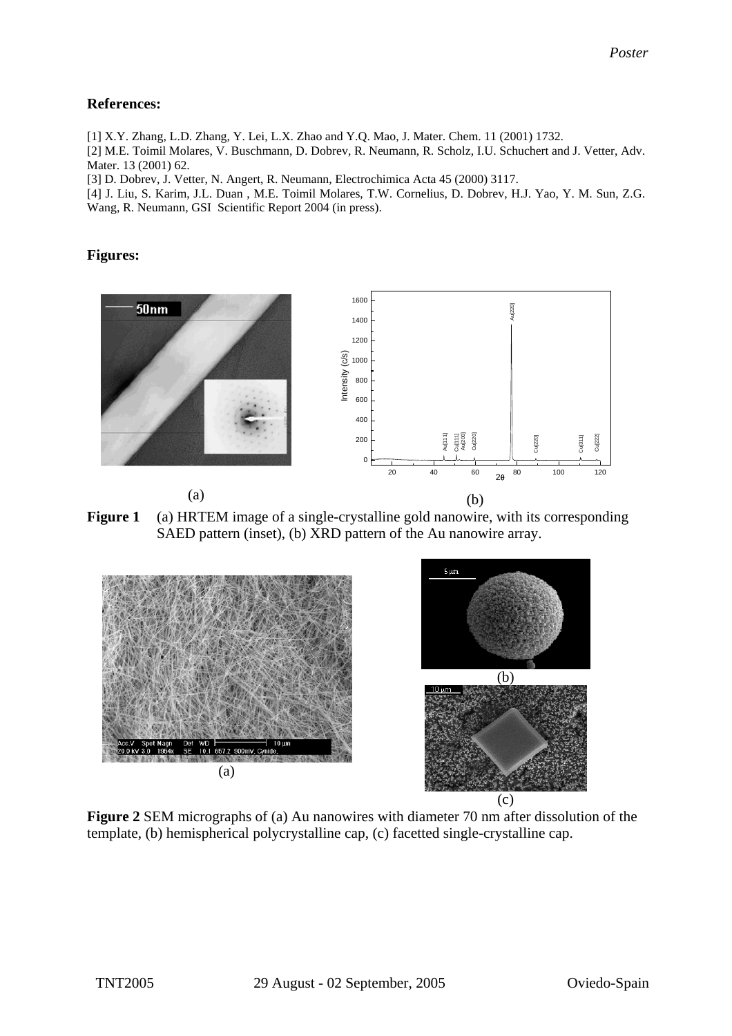## References:

[1] X.Y. Zhang, L.D. Zhang, Y. Lei, L.X. Zhao and Y.Q. Mao, J. Mater. Chem. 11 (2001) 1732.

[2] M.E. Toimil Molares, V. Buschmann, D. Dobrev, R. Neumann, R. Scholz, I.U. Schuchert and J. Vetter, Adv. Mater. 13 (2001) 62.

[3] D. Dobrev, J. Vetter, N. Angert, R. Neumann, Electrochimica Acta 45 (2000) 3117.

[4] J. Liu, S. Karim, J.L. Duan , M.E. Toimil Molares, T.W. Cornelius, D. Dobrev, H.J. Yao, Y. M. Sun, Z.G. Wang, R. Neumann, GSI Scientific Report 2004 (in press).

## Figures:

50nm

(a)

Intensity (c/s)

1600
1400
1200
1000
800
600
400
200
0

20 40 60 80 100 120

2θ

Au[111] Cu[111] Au[200] Cu[220] Au[220] Cu[220] Cu[311] Cu[222]

(b)

**Figure 1** (a) HRTEM image of a single-crystalline gold nanowire, with its corresponding SAED pattern (inset), (b) XRD pattern of the Au nanowire array.

Acc.V Spot Magn Det WD 10 µm
20.0 kV 3.0 1954x SE 10.1 657.2 900mV, Cynide

(a)

5 µm

(b)

10 µm

(c)

**Figure 2** SEM micrographs of (a) Au nanowires with diameter 70 nm after dissolution of the template, (b) hemispherical polycrystalline cap, (c) facetted single-crystalline cap.